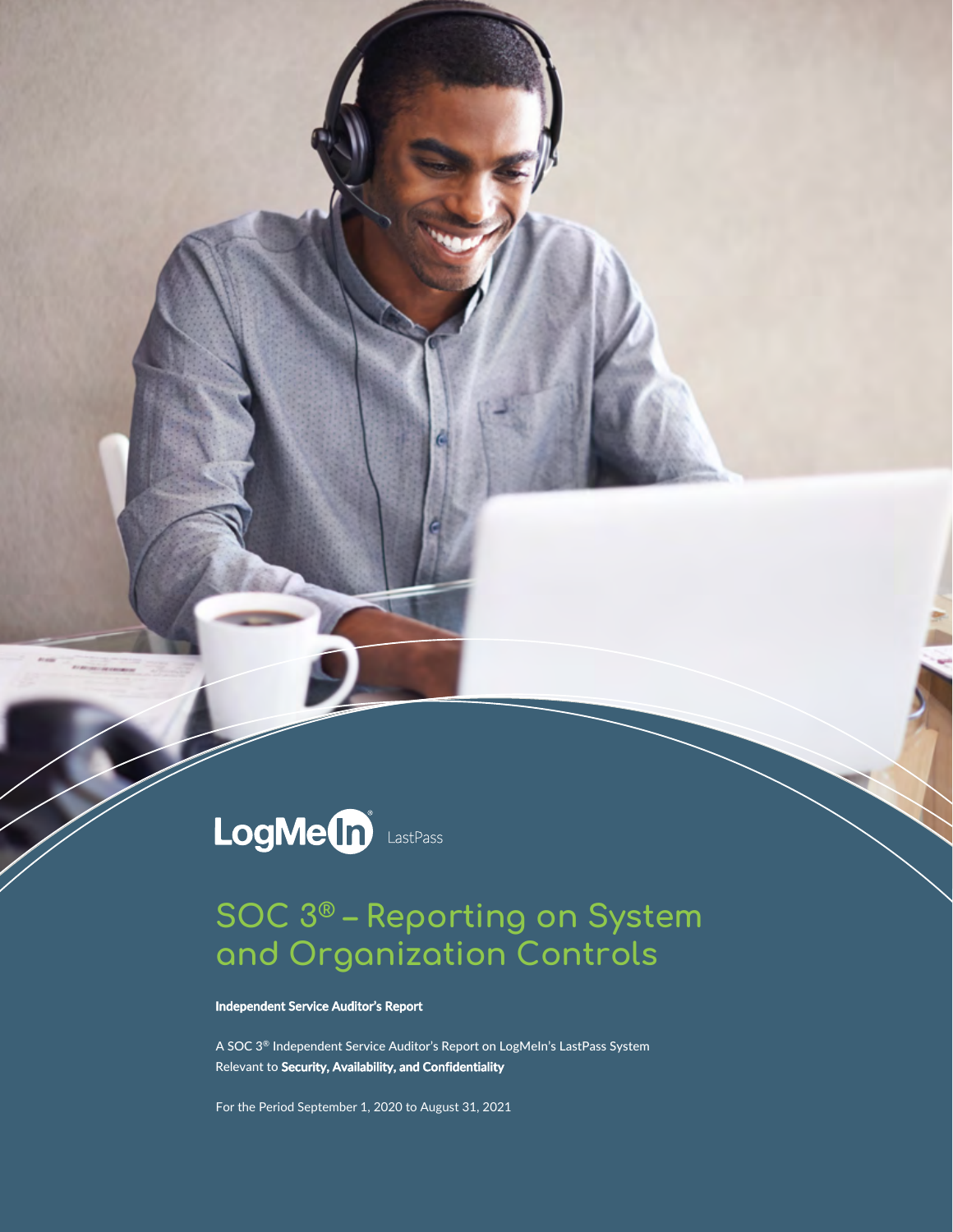LogMeIn LastPass

# SOC 3® – Reporting on System and Organization Controls

**Independent Service Auditor's Report**

A SOC 3® Independent Service Auditor's Report on LogMeIn's LastPass System Relevant to **Security, Availability, and Confidentiality**

For the Period September 1, 2020 to August 31, 2021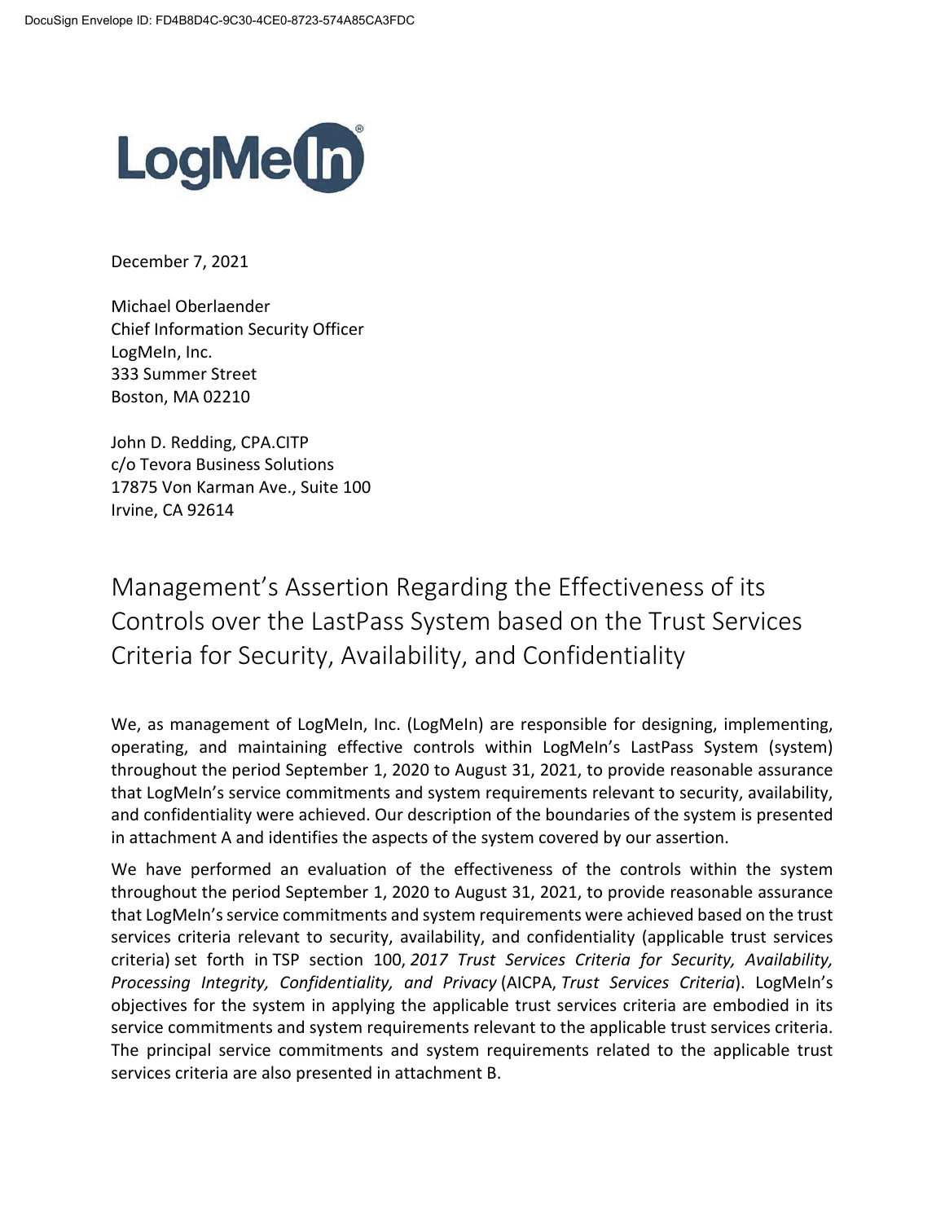LogMeIn

December 7, 2021

Michael Oberlaender
Chief Information Security Officer
LogMeIn, Inc.
333 Summer Street
Boston, MA 02210

John D. Redding, CPA.CITP
c/o Tevora Business Solutions
17875 Von Karman Ave., Suite 100
Irvine, CA 92614

# Management's Assertion Regarding the Effectiveness of its Controls over the LastPass System based on the Trust Services Criteria for Security, Availability, and Confidentiality

We, as management of LogMeIn, Inc. (LogMeIn) are responsible for designing, implementing, operating, and maintaining effective controls within LogMeIn's LastPass System (system) throughout the period September 1, 2020 to August 31, 2021, to provide reasonable assurance that LogMeIn's service commitments and system requirements relevant to security, availability, and confidentiality were achieved. Our description of the boundaries of the system is presented in attachment A and identifies the aspects of the system covered by our assertion.

We have performed an evaluation of the effectiveness of the controls within the system throughout the period September 1, 2020 to August 31, 2021, to provide reasonable assurance that LogMeIn's service commitments and system requirements were achieved based on the trust services criteria relevant to security, availability, and confidentiality (applicable trust services criteria) set forth in TSP section 100, *2017 Trust Services Criteria for Security, Availability, Processing Integrity, Confidentiality, and Privacy* (AICPA, *Trust Services Criteria*). LogMeIn's objectives for the system in applying the applicable trust services criteria are embodied in its service commitments and system requirements relevant to the applicable trust services criteria. The principal service commitments and system requirements related to the applicable trust services criteria are also presented in attachment B.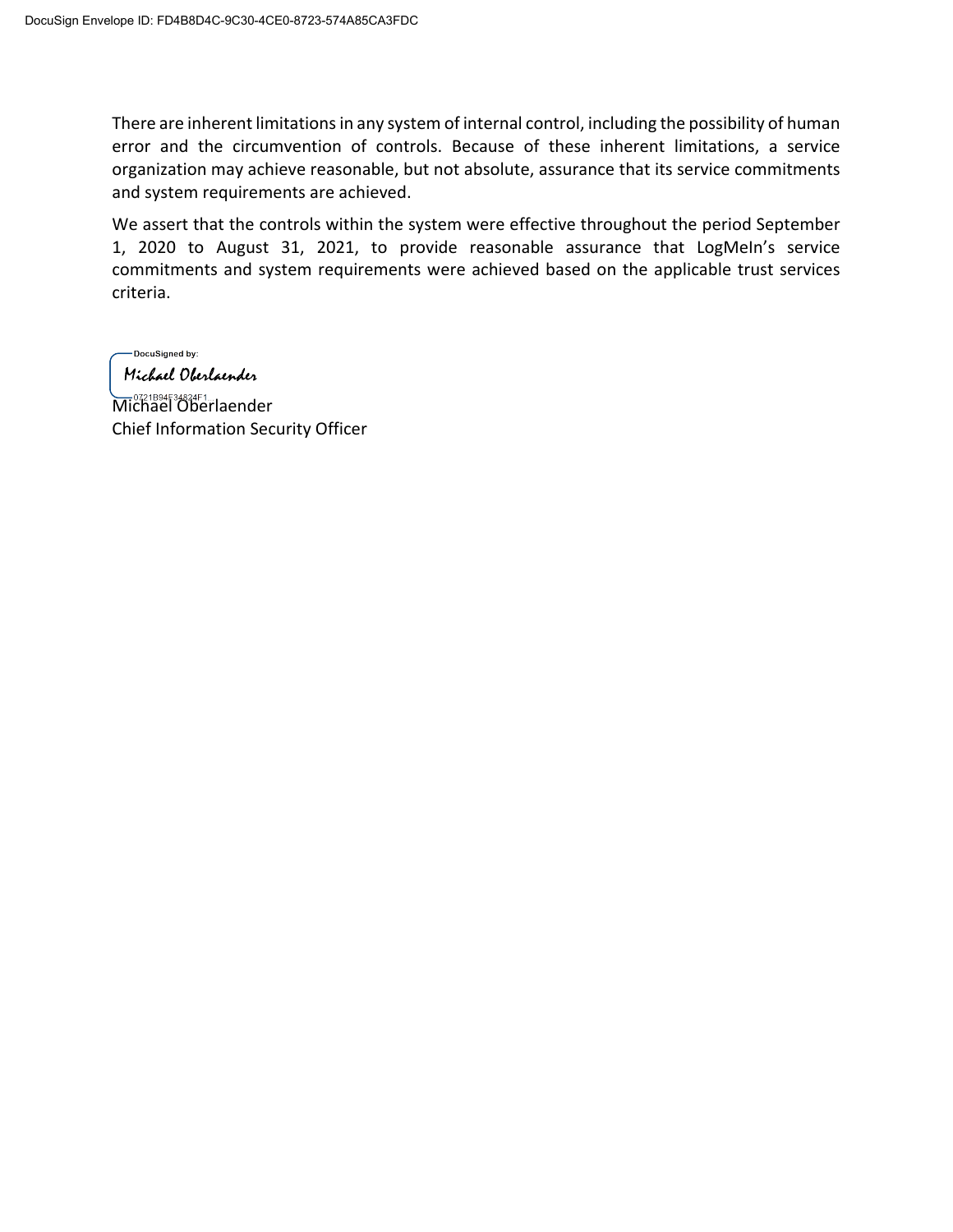There are inherent limitations in any system of internal control, including the possibility of human error and the circumvention of controls. Because of these inherent limitations, a service organization may achieve reasonable, but not absolute, assurance that its service commitments and system requirements are achieved.

We assert that the controls within the system were effective throughout the period September 1, 2020 to August 31, 2021, to provide reasonable assurance that LogMeIn's service commitments and system requirements were achieved based on the applicable trust services criteria.

DocuSigned by:
Michael Oberlaender
0721B94F34824F1

Michael Oberlaender
Chief Information Security Officer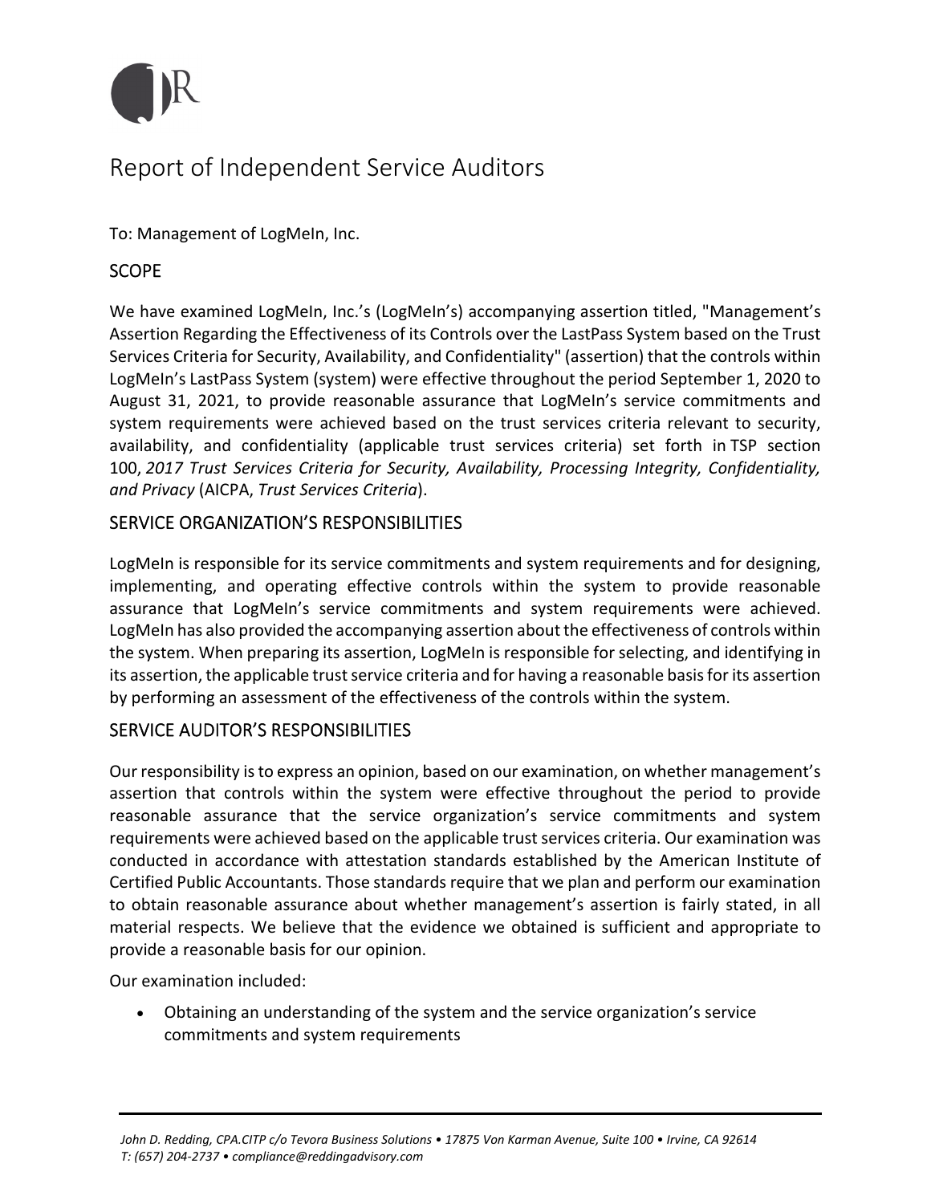# Report of Independent Service Auditors

To: Management of LogMeIn, Inc.

## SCOPE

We have examined LogMeIn, Inc.'s (LogMeIn's) accompanying assertion titled, "Management's Assertion Regarding the Effectiveness of its Controls over the LastPass System based on the Trust Services Criteria for Security, Availability, and Confidentiality" (assertion) that the controls within LogMeIn's LastPass System (system) were effective throughout the period September 1, 2020 to August 31, 2021, to provide reasonable assurance that LogMeIn's service commitments and system requirements were achieved based on the trust services criteria relevant to security, availability, and confidentiality (applicable trust services criteria) set forth in TSP section 100, *2017 Trust Services Criteria for Security, Availability, Processing Integrity, Confidentiality, and Privacy* (AICPA, *Trust Services Criteria*).

## SERVICE ORGANIZATION'S RESPONSIBILITIES

LogMeIn is responsible for its service commitments and system requirements and for designing, implementing, and operating effective controls within the system to provide reasonable assurance that LogMeIn's service commitments and system requirements were achieved. LogMeIn has also provided the accompanying assertion about the effectiveness of controls within the system. When preparing its assertion, LogMeIn is responsible for selecting, and identifying in its assertion, the applicable trust service criteria and for having a reasonable basis for its assertion by performing an assessment of the effectiveness of the controls within the system.

## SERVICE AUDITOR'S RESPONSIBILITIES

Our responsibility is to express an opinion, based on our examination, on whether management's assertion that controls within the system were effective throughout the period to provide reasonable assurance that the service organization's service commitments and system requirements were achieved based on the applicable trust services criteria. Our examination was conducted in accordance with attestation standards established by the American Institute of Certified Public Accountants. Those standards require that we plan and perform our examination to obtain reasonable assurance about whether management's assertion is fairly stated, in all material respects. We believe that the evidence we obtained is sufficient and appropriate to provide a reasonable basis for our opinion.

Our examination included:

- Obtaining an understanding of the system and the service organization's service commitments and system requirements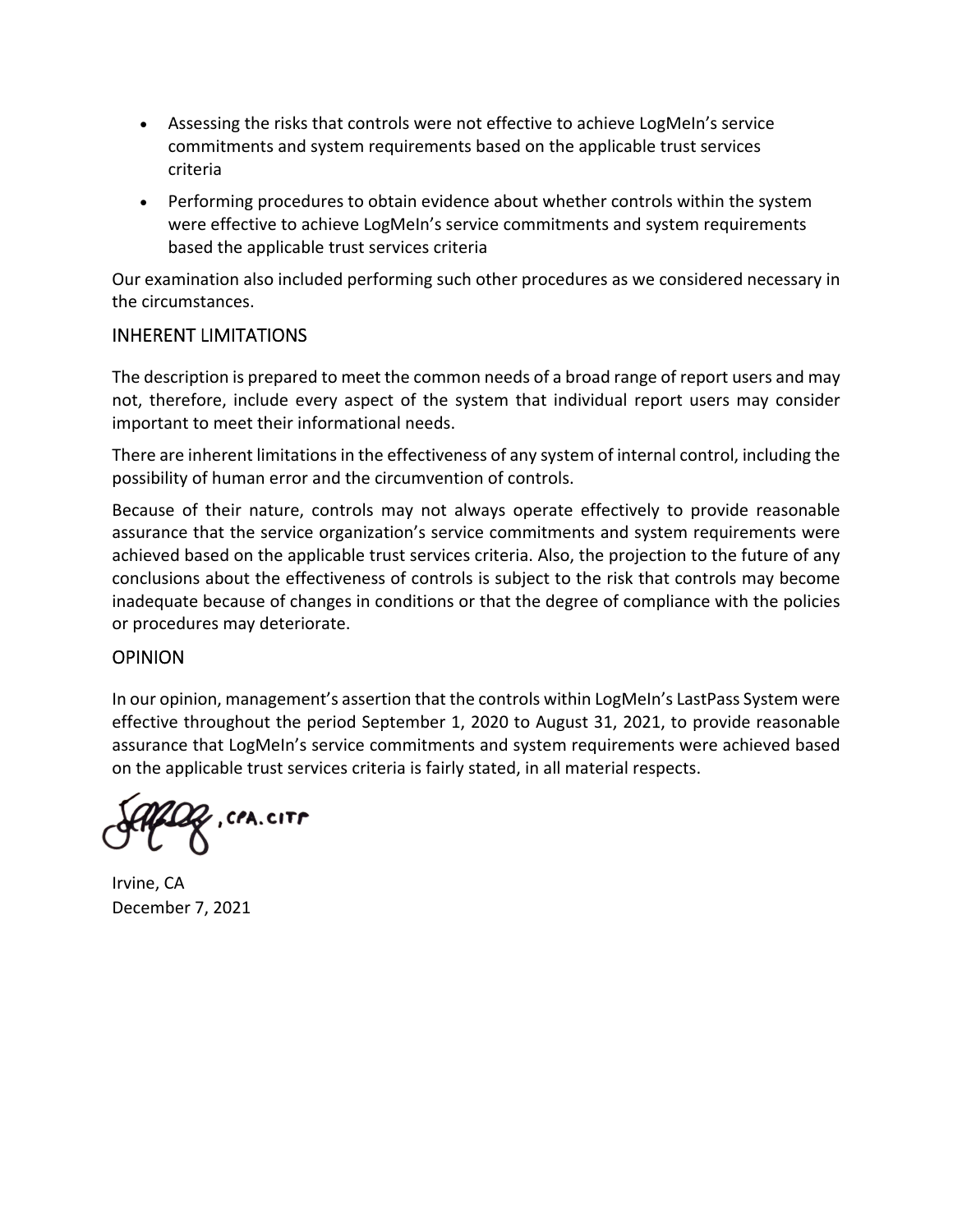- Assessing the risks that controls were not effective to achieve LogMeIn's service commitments and system requirements based on the applicable trust services criteria
- Performing procedures to obtain evidence about whether controls within the system were effective to achieve LogMeIn's service commitments and system requirements based the applicable trust services criteria

Our examination also included performing such other procedures as we considered necessary in the circumstances.

## INHERENT LIMITATIONS

The description is prepared to meet the common needs of a broad range of report users and may not, therefore, include every aspect of the system that individual report users may consider important to meet their informational needs.

There are inherent limitations in the effectiveness of any system of internal control, including the possibility of human error and the circumvention of controls.

Because of their nature, controls may not always operate effectively to provide reasonable assurance that the service organization's service commitments and system requirements were achieved based on the applicable trust services criteria. Also, the projection to the future of any conclusions about the effectiveness of controls is subject to the risk that controls may become inadequate because of changes in conditions or that the degree of compliance with the policies or procedures may deteriorate.

## OPINION

In our opinion, management's assertion that the controls within LogMeIn's LastPass System were effective throughout the period September 1, 2020 to August 31, 2021, to provide reasonable assurance that LogMeIn's service commitments and system requirements were achieved based on the applicable trust services criteria is fairly stated, in all material respects.

, CPA. CITP

Irvine, CA
December 7, 2021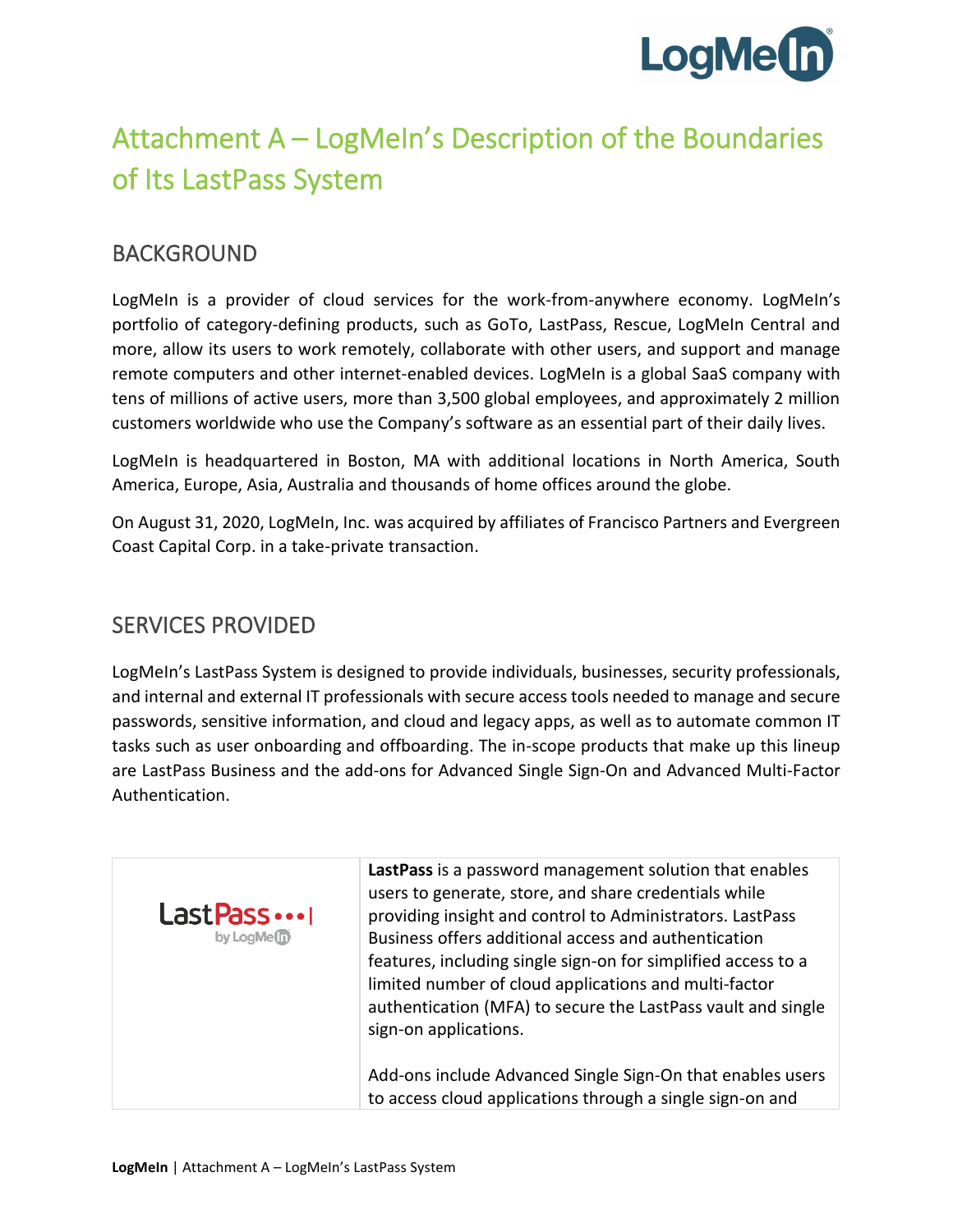# Attachment A – LogMeIn's Description of the Boundaries of Its LastPass System

## BACKGROUND

LogMeIn is a provider of cloud services for the work-from-anywhere economy. LogMeIn's portfolio of category-defining products, such as GoTo, LastPass, Rescue, LogMeIn Central and more, allow its users to work remotely, collaborate with other users, and support and manage remote computers and other internet-enabled devices. LogMeIn is a global SaaS company with tens of millions of active users, more than 3,500 global employees, and approximately 2 million customers worldwide who use the Company's software as an essential part of their daily lives.

LogMeIn is headquartered in Boston, MA with additional locations in North America, South America, Europe, Asia, Australia and thousands of home offices around the globe.

On August 31, 2020, LogMeIn, Inc. was acquired by affiliates of Francisco Partners and Evergreen Coast Capital Corp. in a take-private transaction.

## SERVICES PROVIDED

LogMeIn's LastPass System is designed to provide individuals, businesses, security professionals, and internal and external IT professionals with secure access tools needed to manage and secure passwords, sensitive information, and cloud and legacy apps, as well as to automate common IT tasks such as user onboarding and offboarding. The in-scope products that make up this lineup are LastPass Business and the add-ons for Advanced Single Sign-On and Advanced Multi-Factor Authentication.

| | |
|---|---|
| LastPass by LogMeIn | **LastPass** is a password management solution that enables users to generate, store, and share credentials while providing insight and control to Administrators. LastPass Business offers additional access and authentication features, including single sign-on for simplified access to a limited number of cloud applications and multi-factor authentication (MFA) to secure the LastPass vault and single sign-on applications.<br><br>Add-ons include Advanced Single Sign-On that enables users to access cloud applications through a single sign-on and |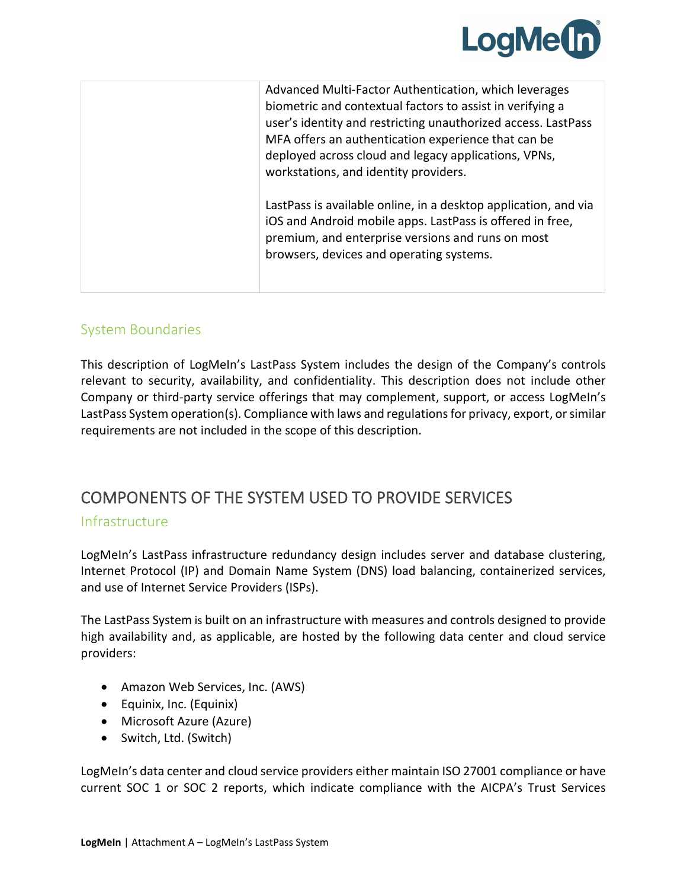| | |
|---|---|
| | Advanced Multi-Factor Authentication, which leverages biometric and contextual factors to assist in verifying a user's identity and restricting unauthorized access. LastPass MFA offers an authentication experience that can be deployed across cloud and legacy applications, VPNs, workstations, and identity providers.<br><br>LastPass is available online, in a desktop application, and via iOS and Android mobile apps. LastPass is offered in free, premium, and enterprise versions and runs on most browsers, devices and operating systems. |

### System Boundaries

This description of LogMeIn's LastPass System includes the design of the Company's controls relevant to security, availability, and confidentiality. This description does not include other Company or third-party service offerings that may complement, support, or access LogMeIn's LastPass System operation(s). Compliance with laws and regulations for privacy, export, or similar requirements are not included in the scope of this description.

## COMPONENTS OF THE SYSTEM USED TO PROVIDE SERVICES

### Infrastructure

LogMeIn's LastPass infrastructure redundancy design includes server and database clustering, Internet Protocol (IP) and Domain Name System (DNS) load balancing, containerized services, and use of Internet Service Providers (ISPs).

The LastPass System is built on an infrastructure with measures and controls designed to provide high availability and, as applicable, are hosted by the following data center and cloud service providers:

- Amazon Web Services, Inc. (AWS)
- Equinix, Inc. (Equinix)
- Microsoft Azure (Azure)
- Switch, Ltd. (Switch)

LogMeIn's data center and cloud service providers either maintain ISO 27001 compliance or have current SOC 1 or SOC 2 reports, which indicate compliance with the AICPA's Trust Services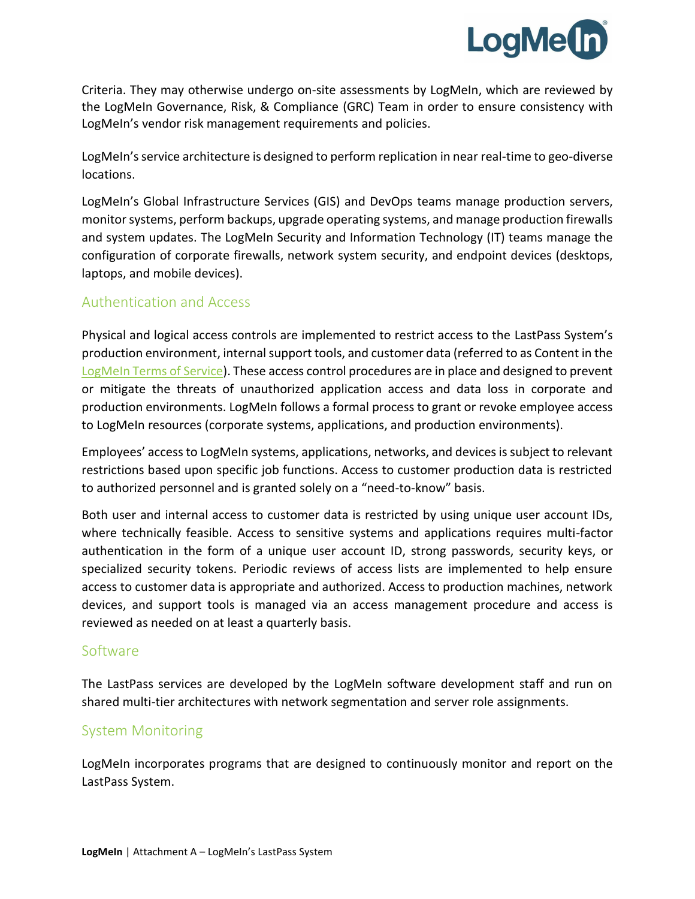Criteria. They may otherwise undergo on-site assessments by LogMeIn, which are reviewed by the LogMeIn Governance, Risk, & Compliance (GRC) Team in order to ensure consistency with LogMeIn's vendor risk management requirements and policies.

LogMeIn's service architecture is designed to perform replication in near real-time to geo-diverse locations.

LogMeIn's Global Infrastructure Services (GIS) and DevOps teams manage production servers, monitor systems, perform backups, upgrade operating systems, and manage production firewalls and system updates. The LogMeIn Security and Information Technology (IT) teams manage the configuration of corporate firewalls, network system security, and endpoint devices (desktops, laptops, and mobile devices).

## Authentication and Access

Physical and logical access controls are implemented to restrict access to the LastPass System's production environment, internal support tools, and customer data (referred to as Content in the LogMeIn Terms of Service). These access control procedures are in place and designed to prevent or mitigate the threats of unauthorized application access and data loss in corporate and production environments. LogMeIn follows a formal process to grant or revoke employee access to LogMeIn resources (corporate systems, applications, and production environments).

Employees' access to LogMeIn systems, applications, networks, and devices is subject to relevant restrictions based upon specific job functions. Access to customer production data is restricted to authorized personnel and is granted solely on a "need-to-know" basis.

Both user and internal access to customer data is restricted by using unique user account IDs, where technically feasible. Access to sensitive systems and applications requires multi-factor authentication in the form of a unique user account ID, strong passwords, security keys, or specialized security tokens. Periodic reviews of access lists are implemented to help ensure access to customer data is appropriate and authorized. Access to production machines, network devices, and support tools is managed via an access management procedure and access is reviewed as needed on at least a quarterly basis.

## Software

The LastPass services are developed by the LogMeIn software development staff and run on shared multi-tier architectures with network segmentation and server role assignments.

## System Monitoring

LogMeIn incorporates programs that are designed to continuously monitor and report on the LastPass System.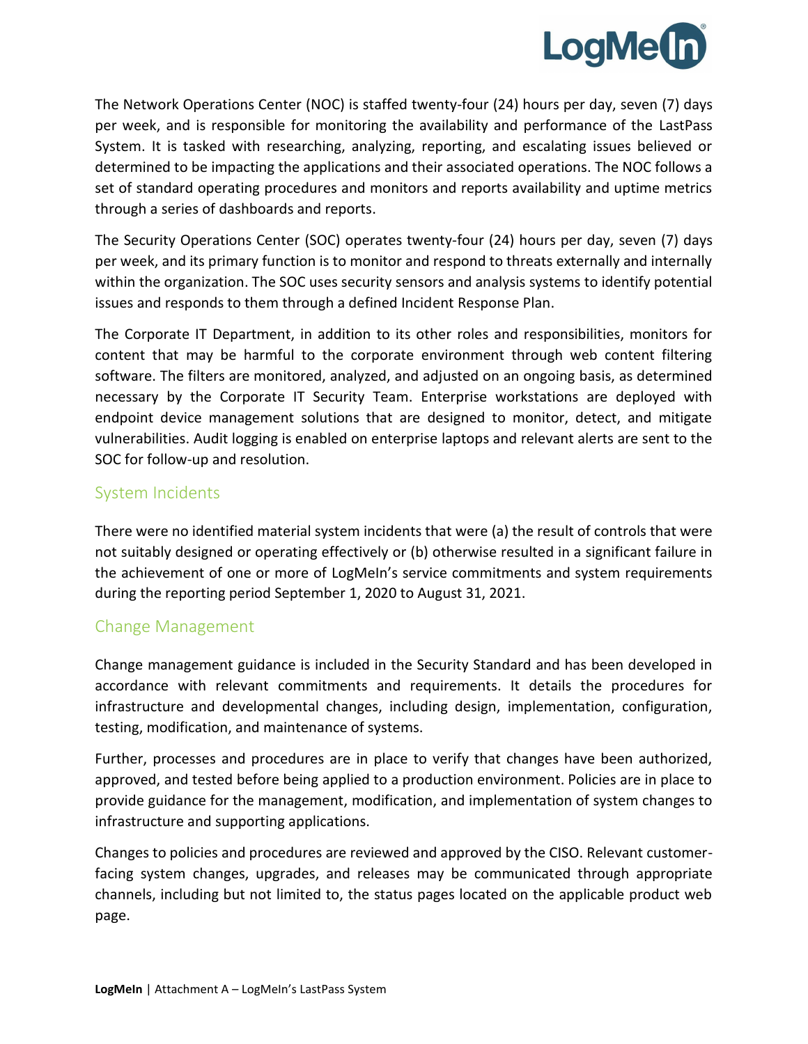The Network Operations Center (NOC) is staffed twenty-four (24) hours per day, seven (7) days per week, and is responsible for monitoring the availability and performance of the LastPass System. It is tasked with researching, analyzing, reporting, and escalating issues believed or determined to be impacting the applications and their associated operations. The NOC follows a set of standard operating procedures and monitors and reports availability and uptime metrics through a series of dashboards and reports.

The Security Operations Center (SOC) operates twenty-four (24) hours per day, seven (7) days per week, and its primary function is to monitor and respond to threats externally and internally within the organization. The SOC uses security sensors and analysis systems to identify potential issues and responds to them through a defined Incident Response Plan.

The Corporate IT Department, in addition to its other roles and responsibilities, monitors for content that may be harmful to the corporate environment through web content filtering software. The filters are monitored, analyzed, and adjusted on an ongoing basis, as determined necessary by the Corporate IT Security Team. Enterprise workstations are deployed with endpoint device management solutions that are designed to monitor, detect, and mitigate vulnerabilities. Audit logging is enabled on enterprise laptops and relevant alerts are sent to the SOC for follow-up and resolution.

## System Incidents

There were no identified material system incidents that were (a) the result of controls that were not suitably designed or operating effectively or (b) otherwise resulted in a significant failure in the achievement of one or more of LogMeIn's service commitments and system requirements during the reporting period September 1, 2020 to August 31, 2021.

## Change Management

Change management guidance is included in the Security Standard and has been developed in accordance with relevant commitments and requirements. It details the procedures for infrastructure and developmental changes, including design, implementation, configuration, testing, modification, and maintenance of systems.

Further, processes and procedures are in place to verify that changes have been authorized, approved, and tested before being applied to a production environment. Policies are in place to provide guidance for the management, modification, and implementation of system changes to infrastructure and supporting applications.

Changes to policies and procedures are reviewed and approved by the CISO. Relevant customer-facing system changes, upgrades, and releases may be communicated through appropriate channels, including but not limited to, the status pages located on the applicable product web page.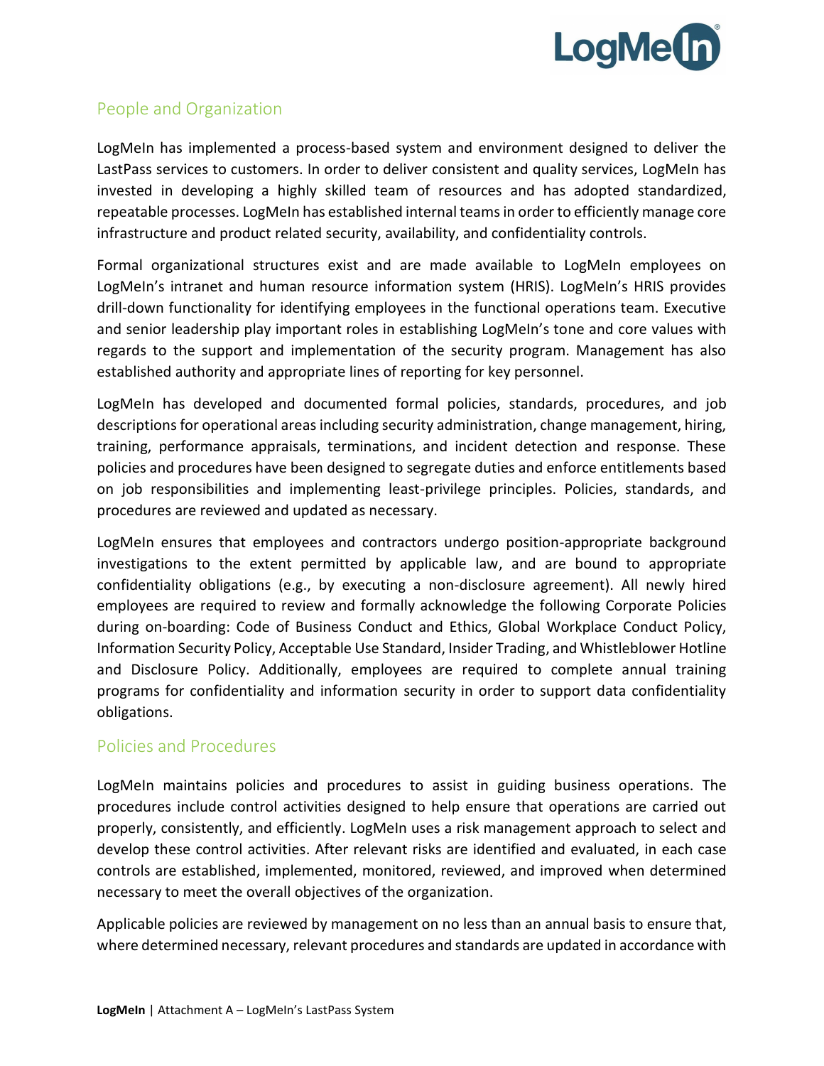## People and Organization

LogMeIn has implemented a process-based system and environment designed to deliver the LastPass services to customers. In order to deliver consistent and quality services, LogMeIn has invested in developing a highly skilled team of resources and has adopted standardized, repeatable processes. LogMeIn has established internal teams in order to efficiently manage core infrastructure and product related security, availability, and confidentiality controls.

Formal organizational structures exist and are made available to LogMeIn employees on LogMeIn's intranet and human resource information system (HRIS). LogMeIn's HRIS provides drill-down functionality for identifying employees in the functional operations team. Executive and senior leadership play important roles in establishing LogMeIn's tone and core values with regards to the support and implementation of the security program. Management has also established authority and appropriate lines of reporting for key personnel.

LogMeIn has developed and documented formal policies, standards, procedures, and job descriptions for operational areas including security administration, change management, hiring, training, performance appraisals, terminations, and incident detection and response. These policies and procedures have been designed to segregate duties and enforce entitlements based on job responsibilities and implementing least-privilege principles. Policies, standards, and procedures are reviewed and updated as necessary.

LogMeIn ensures that employees and contractors undergo position-appropriate background investigations to the extent permitted by applicable law, and are bound to appropriate confidentiality obligations (e.g., by executing a non-disclosure agreement). All newly hired employees are required to review and formally acknowledge the following Corporate Policies during on-boarding: Code of Business Conduct and Ethics, Global Workplace Conduct Policy, Information Security Policy, Acceptable Use Standard, Insider Trading, and Whistleblower Hotline and Disclosure Policy. Additionally, employees are required to complete annual training programs for confidentiality and information security in order to support data confidentiality obligations.

## Policies and Procedures

LogMeIn maintains policies and procedures to assist in guiding business operations. The procedures include control activities designed to help ensure that operations are carried out properly, consistently, and efficiently. LogMeIn uses a risk management approach to select and develop these control activities. After relevant risks are identified and evaluated, in each case controls are established, implemented, monitored, reviewed, and improved when determined necessary to meet the overall objectives of the organization.

Applicable policies are reviewed by management on no less than an annual basis to ensure that, where determined necessary, relevant procedures and standards are updated in accordance with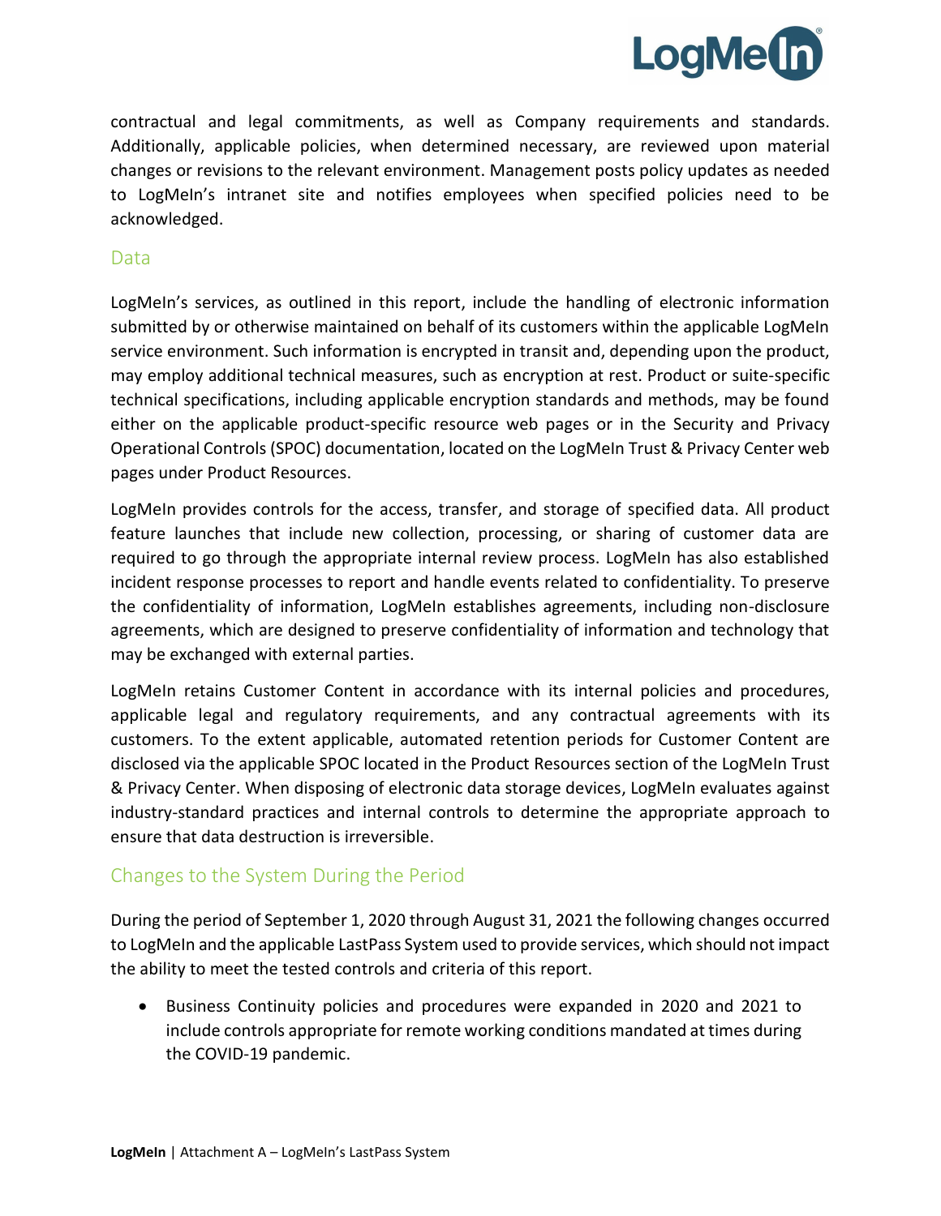contractual and legal commitments, as well as Company requirements and standards. Additionally, applicable policies, when determined necessary, are reviewed upon material changes or revisions to the relevant environment. Management posts policy updates as needed to LogMeIn's intranet site and notifies employees when specified policies need to be acknowledged.

## Data

LogMeIn's services, as outlined in this report, include the handling of electronic information submitted by or otherwise maintained on behalf of its customers within the applicable LogMeIn service environment. Such information is encrypted in transit and, depending upon the product, may employ additional technical measures, such as encryption at rest. Product or suite-specific technical specifications, including applicable encryption standards and methods, may be found either on the applicable product-specific resource web pages or in the Security and Privacy Operational Controls (SPOC) documentation, located on the LogMeIn Trust & Privacy Center web pages under Product Resources.

LogMeIn provides controls for the access, transfer, and storage of specified data. All product feature launches that include new collection, processing, or sharing of customer data are required to go through the appropriate internal review process. LogMeIn has also established incident response processes to report and handle events related to confidentiality. To preserve the confidentiality of information, LogMeIn establishes agreements, including non-disclosure agreements, which are designed to preserve confidentiality of information and technology that may be exchanged with external parties.

LogMeIn retains Customer Content in accordance with its internal policies and procedures, applicable legal and regulatory requirements, and any contractual agreements with its customers. To the extent applicable, automated retention periods for Customer Content are disclosed via the applicable SPOC located in the Product Resources section of the LogMeIn Trust & Privacy Center. When disposing of electronic data storage devices, LogMeIn evaluates against industry-standard practices and internal controls to determine the appropriate approach to ensure that data destruction is irreversible.

## Changes to the System During the Period

During the period of September 1, 2020 through August 31, 2021 the following changes occurred to LogMeIn and the applicable LastPass System used to provide services, which should not impact the ability to meet the tested controls and criteria of this report.

- Business Continuity policies and procedures were expanded in 2020 and 2021 to include controls appropriate for remote working conditions mandated at times during the COVID-19 pandemic.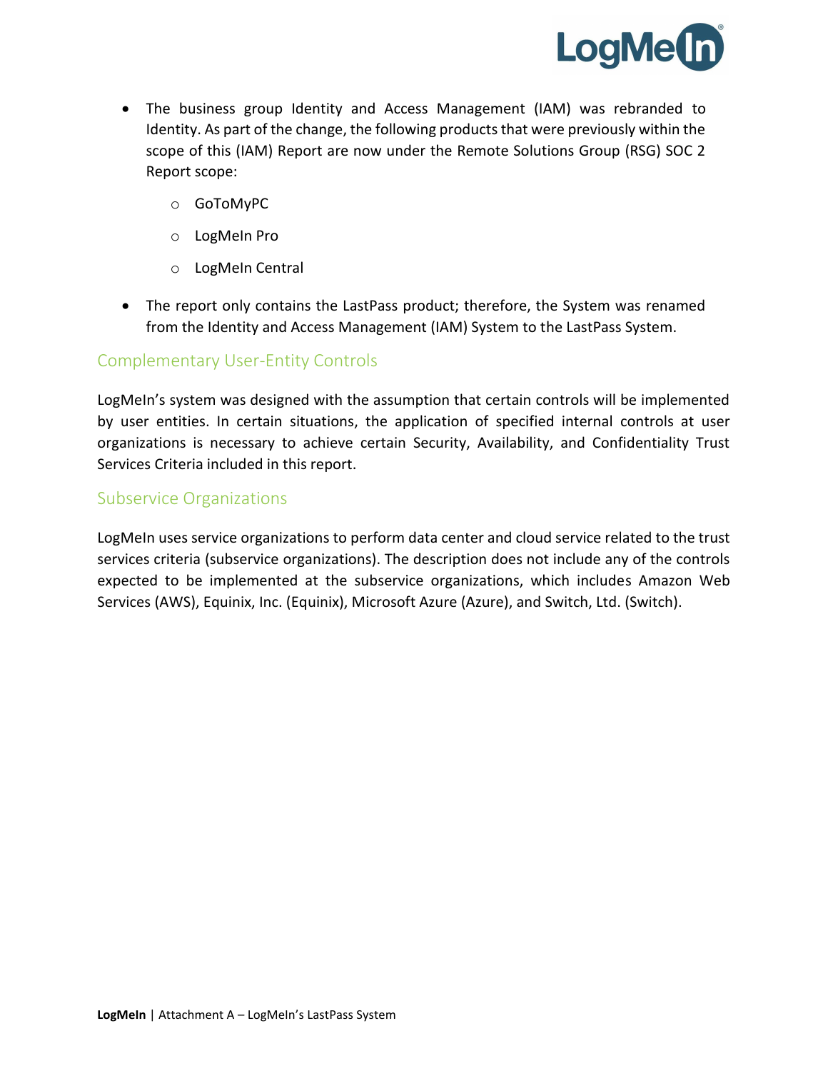- The business group Identity and Access Management (IAM) was rebranded to Identity. As part of the change, the following products that were previously within the scope of this (IAM) Report are now under the Remote Solutions Group (RSG) SOC 2 Report scope:
  - GoToMyPC
  - LogMeIn Pro
  - LogMeIn Central
- The report only contains the LastPass product; therefore, the System was renamed from the Identity and Access Management (IAM) System to the LastPass System.

## Complementary User-Entity Controls

LogMeIn's system was designed with the assumption that certain controls will be implemented by user entities. In certain situations, the application of specified internal controls at user organizations is necessary to achieve certain Security, Availability, and Confidentiality Trust Services Criteria included in this report.

## Subservice Organizations

LogMeIn uses service organizations to perform data center and cloud service related to the trust services criteria (subservice organizations). The description does not include any of the controls expected to be implemented at the subservice organizations, which includes Amazon Web Services (AWS), Equinix, Inc. (Equinix), Microsoft Azure (Azure), and Switch, Ltd. (Switch).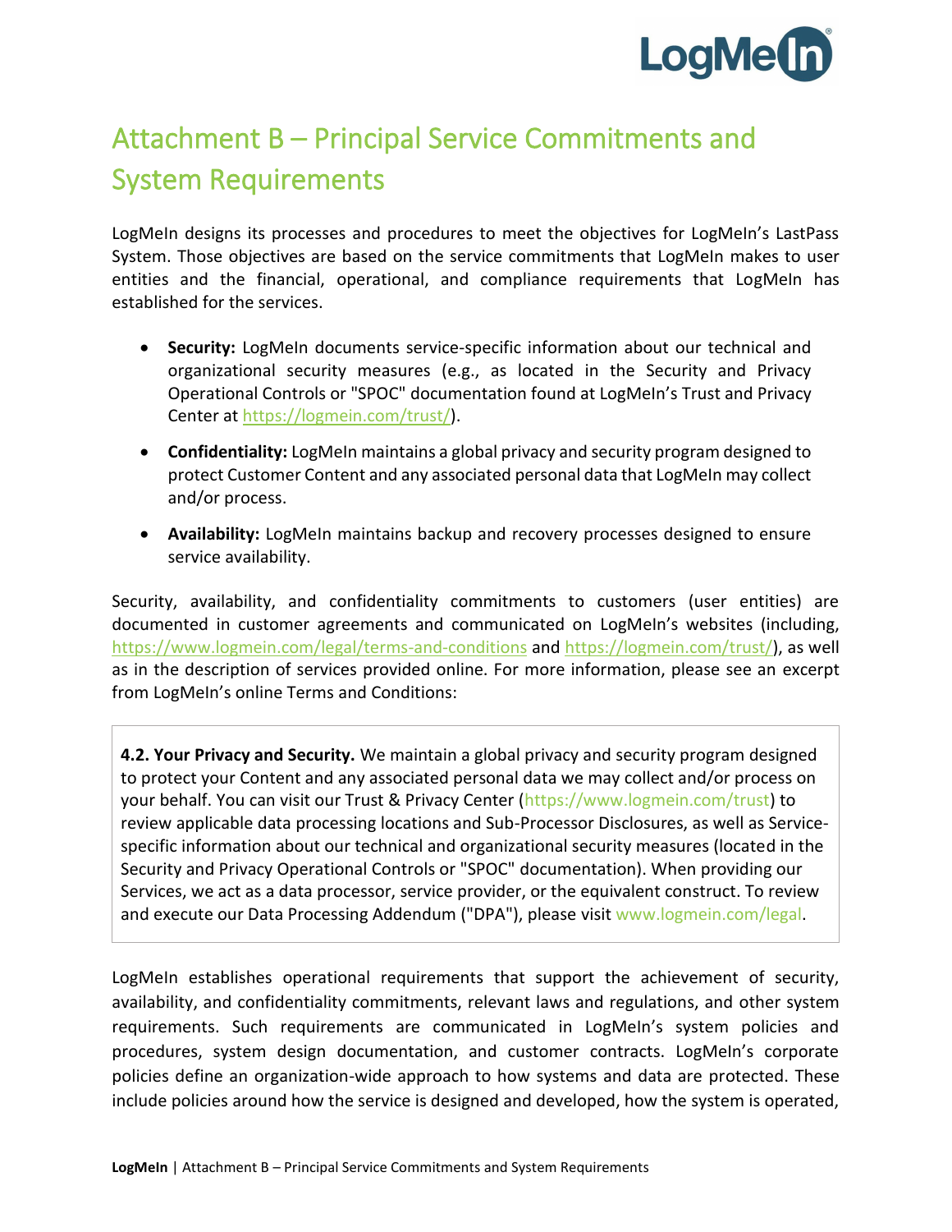# Attachment B – Principal Service Commitments and System Requirements

LogMeIn designs its processes and procedures to meet the objectives for LogMeIn's LastPass System. Those objectives are based on the service commitments that LogMeIn makes to user entities and the financial, operational, and compliance requirements that LogMeIn has established for the services.

- **Security:** LogMeIn documents service-specific information about our technical and organizational security measures (e.g., as located in the Security and Privacy Operational Controls or "SPOC" documentation found at LogMeIn's Trust and Privacy Center at https://logmein.com/trust/).
- **Confidentiality:** LogMeIn maintains a global privacy and security program designed to protect Customer Content and any associated personal data that LogMeIn may collect and/or process.
- **Availability:** LogMeIn maintains backup and recovery processes designed to ensure service availability.

Security, availability, and confidentiality commitments to customers (user entities) are documented in customer agreements and communicated on LogMeIn's websites (including, https://www.logmein.com/legal/terms-and-conditions and https://logmein.com/trust/), as well as in the description of services provided online. For more information, please see an excerpt from LogMeIn's online Terms and Conditions:

> **4.2. Your Privacy and Security.** We maintain a global privacy and security program designed to protect your Content and any associated personal data we may collect and/or process on your behalf. You can visit our Trust & Privacy Center (https://www.logmein.com/trust) to review applicable data processing locations and Sub-Processor Disclosures, as well as Service-specific information about our technical and organizational security measures (located in the Security and Privacy Operational Controls or "SPOC" documentation). When providing our Services, we act as a data processor, service provider, or the equivalent construct. To review and execute our Data Processing Addendum ("DPA"), please visit www.logmein.com/legal.

LogMeIn establishes operational requirements that support the achievement of security, availability, and confidentiality commitments, relevant laws and regulations, and other system requirements. Such requirements are communicated in LogMeIn's system policies and procedures, system design documentation, and customer contracts. LogMeIn's corporate policies define an organization-wide approach to how systems and data are protected. These include policies around how the service is designed and developed, how the system is operated,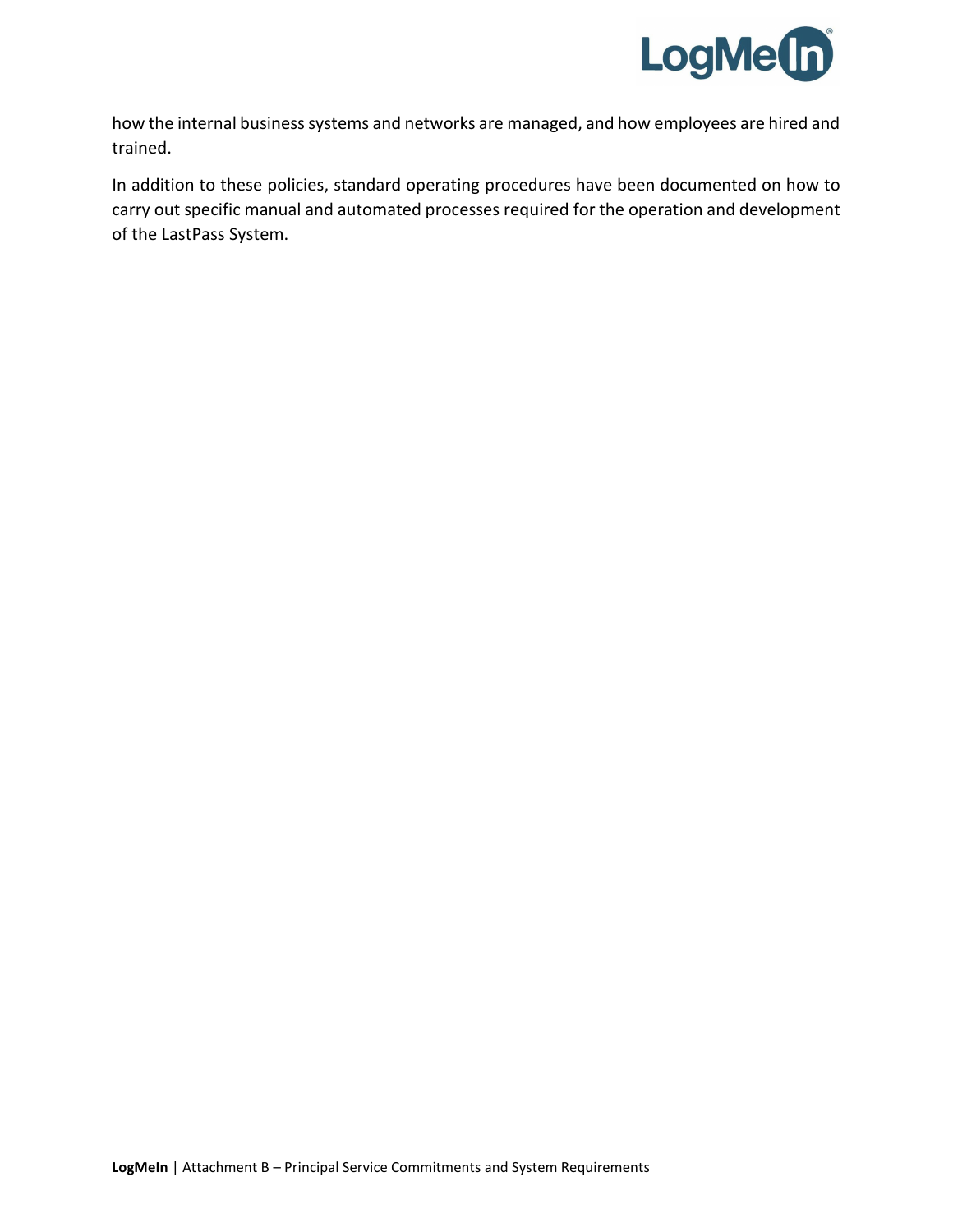how the internal business systems and networks are managed, and how employees are hired and trained.

In addition to these policies, standard operating procedures have been documented on how to carry out specific manual and automated processes required for the operation and development of the LastPass System.